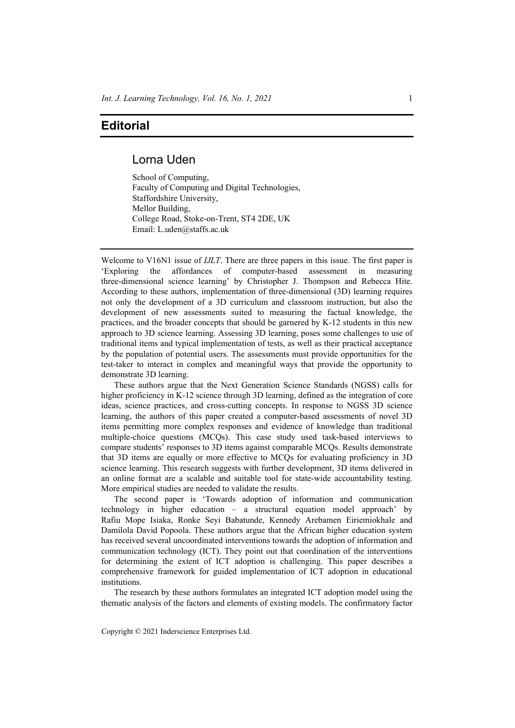# Editorial

## Lorna Uden

School of Computing,
Faculty of Computing and Digital Technologies,
Staffordshire University,
Mellor Building,
College Road, Stoke-on-Trent, ST4 2DE, UK
Email: L.uden@staffs.ac.uk

Welcome to V16N1 issue of *IJLT*. There are three papers in this issue. The first paper is 'Exploring the affordances of computer-based assessment in measuring three-dimensional science learning' by Christopher J. Thompson and Rebecca Hite. According to these authors, implementation of three-dimensional (3D) learning requires not only the development of a 3D curriculum and classroom instruction, but also the development of new assessments suited to measuring the factual knowledge, the practices, and the broader concepts that should be garnered by K-12 students in this new approach to 3D science learning. Assessing 3D learning, poses some challenges to use of traditional items and typical implementation of tests, as well as their practical acceptance by the population of potential users. The assessments must provide opportunities for the test-taker to interact in complex and meaningful ways that provide the opportunity to demonstrate 3D learning.

These authors argue that the Next Generation Science Standards (NGSS) calls for higher proficiency in K-12 science through 3D learning, defined as the integration of core ideas, science practices, and cross-cutting concepts. In response to NGSS 3D science learning, the authors of this paper created a computer-based assessments of novel 3D items permitting more complex responses and evidence of knowledge than traditional multiple-choice questions (MCQs). This case study used task-based interviews to compare students' responses to 3D items against comparable MCQs. Results demonstrate that 3D items are equally or more effective to MCQs for evaluating proficiency in 3D science learning. This research suggests with further development, 3D items delivered in an online format are a scalable and suitable tool for state-wide accountability testing. More empirical studies are needed to validate the results.

The second paper is 'Towards adoption of information and communication technology in higher education – a structural equation model approach' by Rafiu Mope Isiaka, Ronke Seyi Babatunde, Kennedy Arebamen Eiriemiokhale and Damilola David Popoola. These authors argue that the African higher education system has received several uncoordinated interventions towards the adoption of information and communication technology (ICT). They point out that coordination of the interventions for determining the extent of ICT adoption is challenging. This paper describes a comprehensive framework for guided implementation of ICT adoption in educational institutions.

The research by these authors formulates an integrated ICT adoption model using the thematic analysis of the factors and elements of existing models. The confirmatory factor

Copyright © 2021 Inderscience Enterprises Ltd.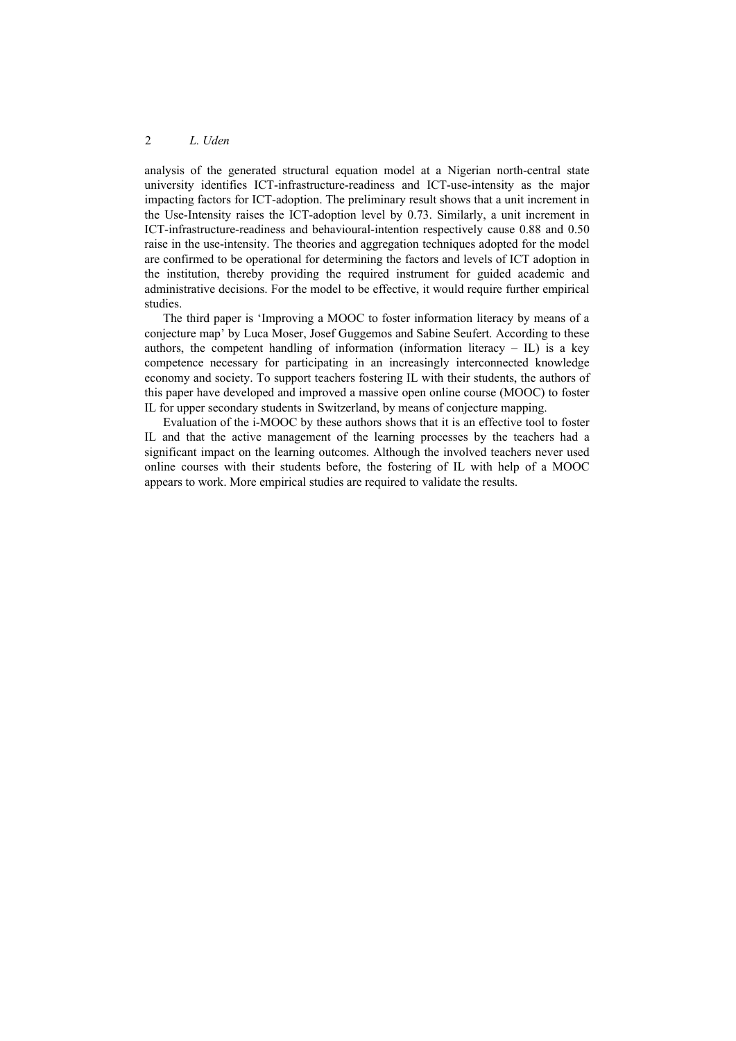analysis of the generated structural equation model at a Nigerian north-central state university identifies ICT-infrastructure-readiness and ICT-use-intensity as the major impacting factors for ICT-adoption. The preliminary result shows that a unit increment in the Use-Intensity raises the ICT-adoption level by 0.73. Similarly, a unit increment in ICT-infrastructure-readiness and behavioural-intention respectively cause 0.88 and 0.50 raise in the use-intensity. The theories and aggregation techniques adopted for the model are confirmed to be operational for determining the factors and levels of ICT adoption in the institution, thereby providing the required instrument for guided academic and administrative decisions. For the model to be effective, it would require further empirical studies.

The third paper is 'Improving a MOOC to foster information literacy by means of a conjecture map' by Luca Moser, Josef Guggemos and Sabine Seufert. According to these authors, the competent handling of information (information literacy – IL) is a key competence necessary for participating in an increasingly interconnected knowledge economy and society. To support teachers fostering IL with their students, the authors of this paper have developed and improved a massive open online course (MOOC) to foster IL for upper secondary students in Switzerland, by means of conjecture mapping.

Evaluation of the i-MOOC by these authors shows that it is an effective tool to foster IL and that the active management of the learning processes by the teachers had a significant impact on the learning outcomes. Although the involved teachers never used online courses with their students before, the fostering of IL with help of a MOOC appears to work. More empirical studies are required to validate the results.